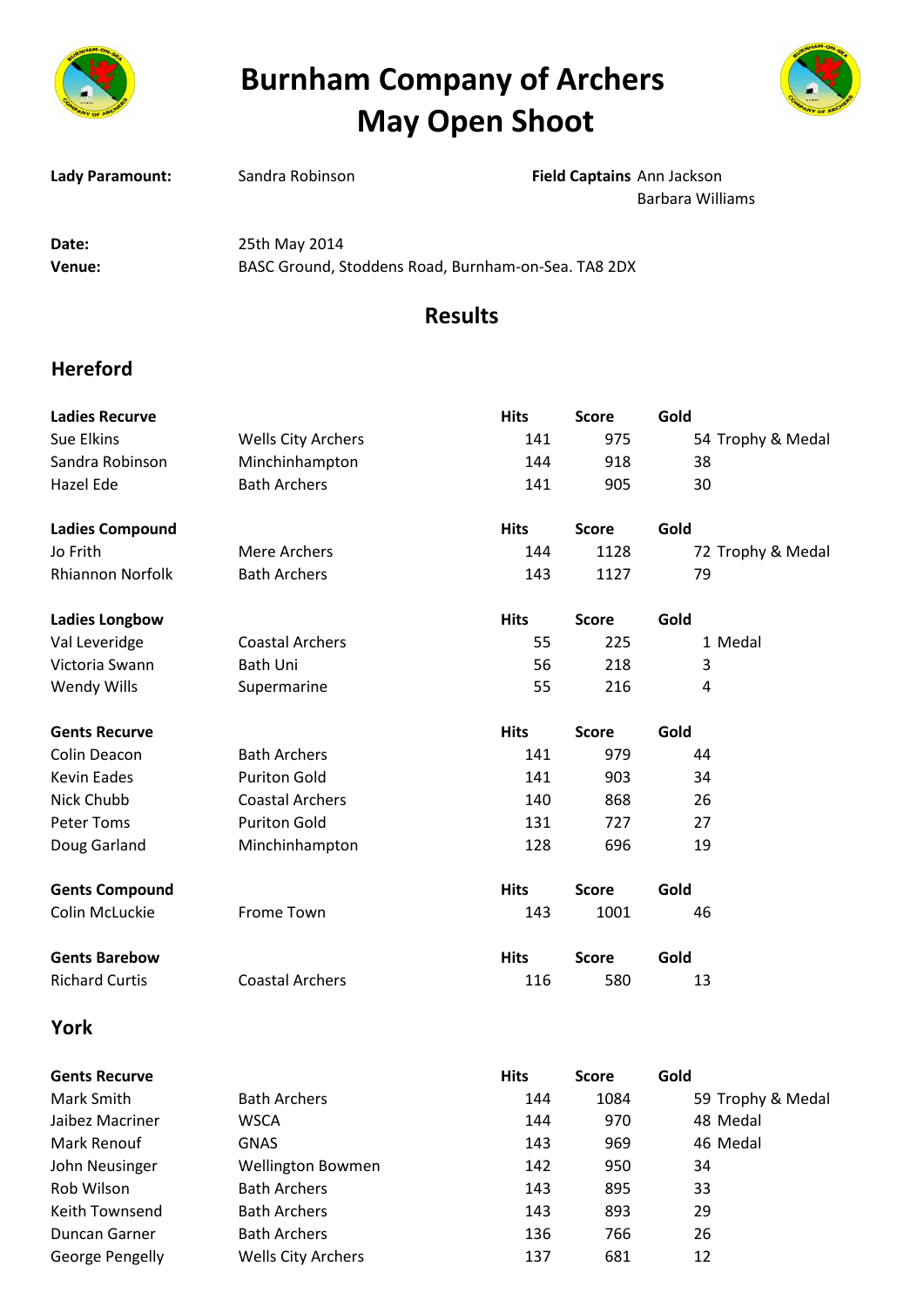# Burnham Company of Archers
# May Open Shoot

| | | | |
|---|---|---|---|
| **Lady Paramount:** | Sandra Robinson | **Field Captains** | Ann Jackson<br>Barbara Williams |
| **Date:** | 25th May 2014 | | |
| **Venue:** | BASC Ground, Stoddens Road, Burnham-on-Sea. TA8 2DX | | |

## Results

### Hereford

| **Ladies Recurve** | | **Hits** | **Score** | **Gold** | |
|---|---|---|---|---|---|
| Sue Elkins | Wells City Archers | 141 | 975 | 54 | Trophy & Medal |
| Sandra Robinson | Minchinhampton | 144 | 918 | 38 | |
| Hazel Ede | Bath Archers | 141 | 905 | 30 | |

| **Ladies Compound** | | **Hits** | **Score** | **Gold** | |
|---|---|---|---|---|---|
| Jo Frith | Mere Archers | 144 | 1128 | 72 | Trophy & Medal |
| Rhiannon Norfolk | Bath Archers | 143 | 1127 | 79 | |

| **Ladies Longbow** | | **Hits** | **Score** | **Gold** | |
|---|---|---|---|---|---|
| Val Leveridge | Coastal Archers | 55 | 225 | 1 | Medal |
| Victoria Swann | Bath Uni | 56 | 218 | 3 | |
| Wendy Wills | Supermarine | 55 | 216 | 4 | |

| **Gents Recurve** | | **Hits** | **Score** | **Gold** |
|---|---|---|---|---|
| Colin Deacon | Bath Archers | 141 | 979 | 44 |
| Kevin Eades | Puriton Gold | 141 | 903 | 34 |
| Nick Chubb | Coastal Archers | 140 | 868 | 26 |
| Peter Toms | Puriton Gold | 131 | 727 | 27 |
| Doug Garland | Minchinhampton | 128 | 696 | 19 |

| **Gents Compound** | | **Hits** | **Score** | **Gold** |
|---|---|---|---|---|
| Colin McLuckie | Frome Town | 143 | 1001 | 46 |

| **Gents Barebow** | | **Hits** | **Score** | **Gold** |
|---|---|---|---|---|
| Richard Curtis | Coastal Archers | 116 | 580 | 13 |

### York

| **Gents Recurve** | | **Hits** | **Score** | **Gold** | |
|---|---|---|---|---|---|
| Mark Smith | Bath Archers | 144 | 1084 | 59 | Trophy & Medal |
| Jaibez Macriner | WSCA | 144 | 970 | 48 | Medal |
| Mark Renouf | GNAS | 143 | 969 | 46 | Medal |
| John Neusinger | Wellington Bowmen | 142 | 950 | 34 | |
| Rob Wilson | Bath Archers | 143 | 895 | 33 | |
| Keith Townsend | Bath Archers | 143 | 893 | 29 | |
| Duncan Garner | Bath Archers | 136 | 766 | 26 | |
| George Pengelly | Wells City Archers | 137 | 681 | 12 | |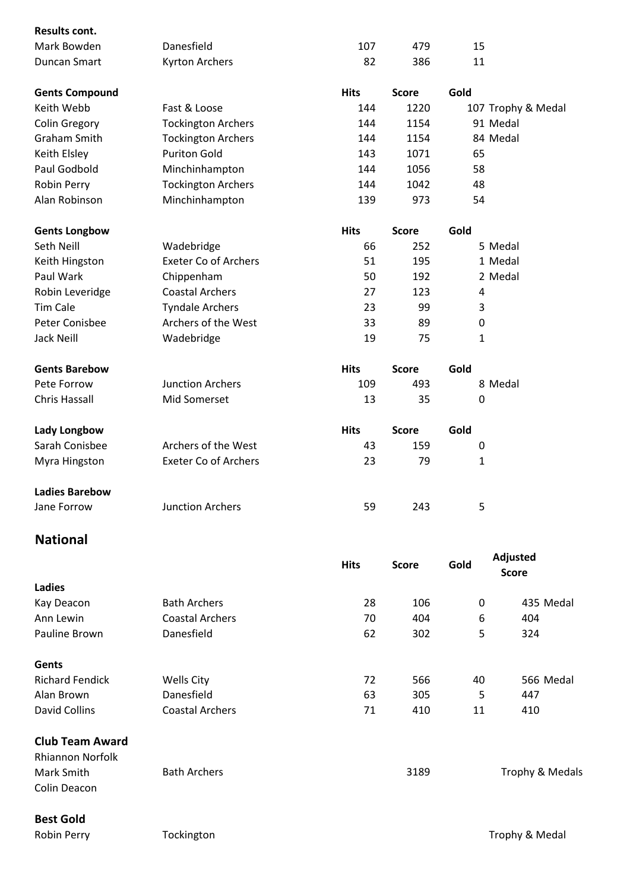**Results cont.**

| | | | | | |
|---|---|---|---|---|---|
| Mark Bowden | Danesfield | 107 | 479 | 15 | |
| Duncan Smart | Kyrton Archers | 82 | 386 | 11 | |

| **Gents Compound** | | **Hits** | **Score** | **Gold** | |
|---|---|---|---|---|---|
| Keith Webb | Fast & Loose | 144 | 1220 | 107 | Trophy & Medal |
| Colin Gregory | Tockington Archers | 144 | 1154 | 91 | Medal |
| Graham Smith | Tockington Archers | 144 | 1154 | 84 | Medal |
| Keith Elsley | Puriton Gold | 143 | 1071 | 65 | |
| Paul Godbold | Minchinhampton | 144 | 1056 | 58 | |
| Robin Perry | Tockington Archers | 144 | 1042 | 48 | |
| Alan Robinson | Minchinhampton | 139 | 973 | 54 | |

| **Gents Longbow** | | **Hits** | **Score** | **Gold** | |
|---|---|---|---|---|---|
| Seth Neill | Wadebridge | 66 | 252 | 5 | Medal |
| Keith Hingston | Exeter Co of Archers | 51 | 195 | 1 | Medal |
| Paul Wark | Chippenham | 50 | 192 | 2 | Medal |
| Robin Leveridge | Coastal Archers | 27 | 123 | 4 | |
| Tim Cale | Tyndale Archers | 23 | 99 | 3 | |
| Peter Conisbee | Archers of the West | 33 | 89 | 0 | |
| Jack Neill | Wadebridge | 19 | 75 | 1 | |

| **Gents Barebow** | | **Hits** | **Score** | **Gold** | |
|---|---|---|---|---|---|
| Pete Forrow | Junction Archers | 109 | 493 | 8 | Medal |
| Chris Hassall | Mid Somerset | 13 | 35 | 0 | |

| **Lady Longbow** | | **Hits** | **Score** | **Gold** |
|---|---|---|---|---|
| Sarah Conisbee | Archers of the West | 43 | 159 | 0 |
| Myra Hingston | Exeter Co of Archers | 23 | 79 | 1 |

| **Ladies Barebow** | | | | |
|---|---|---|---|---|
| Jane Forrow | Junction Archers | 59 | 243 | 5 |

## National

| | | **Hits** | **Score** | **Gold** | **Adjusted Score** | |
|---|---|---|---|---|---|---|
| **Ladies** | | | | | | |
| Kay Deacon | Bath Archers | 28 | 106 | 0 | 435 | Medal |
| Ann Lewin | Coastal Archers | 70 | 404 | 6 | 404 | |
| Pauline Brown | Danesfield | 62 | 302 | 5 | 324 | |
| **Gents** | | | | | | |
| Richard Fendick | Wells City | 72 | 566 | 40 | 566 | Medal |
| Alan Brown | Danesfield | 63 | 305 | 5 | 447 | |
| David Collins | Coastal Archers | 71 | 410 | 11 | 410 | |

**Club Team Award**

| | | | |
|---|---|---|---|
| Rhiannon Norfolk<br>Mark Smith<br>Colin Deacon | Bath Archers | 3189 | Trophy & Medals |

**Best Gold**

| | | |
|---|---|---|
| Robin Perry | Tockington | Trophy & Medal |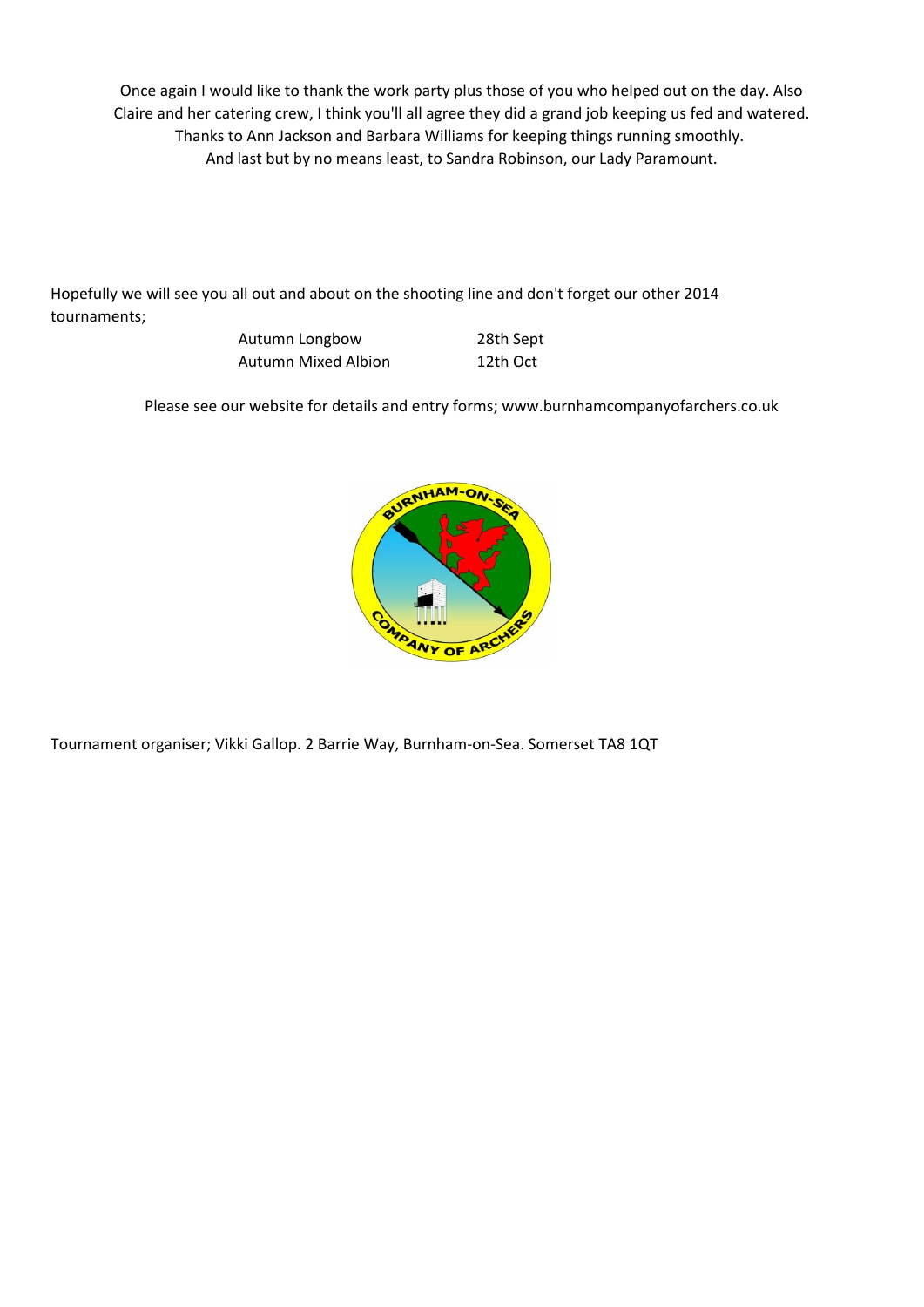Once again I would like to thank the work party plus those of you who helped out on the day. Also Claire and her catering crew, I think you'll all agree they did a grand job keeping us fed and watered. Thanks to Ann Jackson and Barbara Williams for keeping things running smoothly. And last but by no means least, to Sandra Robinson, our Lady Paramount.

Hopefully we will see you all out and about on the shooting line and don't forget our other 2014 tournaments;

| | |
|---|---|
| Autumn Longbow | 28th Sept |
| Autumn Mixed Albion | 12th Oct |

Please see our website for details and entry forms; www.burnhamcompanyofarchers.co.uk

Tournament organiser; Vikki Gallop. 2 Barrie Way, Burnham-on-Sea. Somerset TA8 1QT